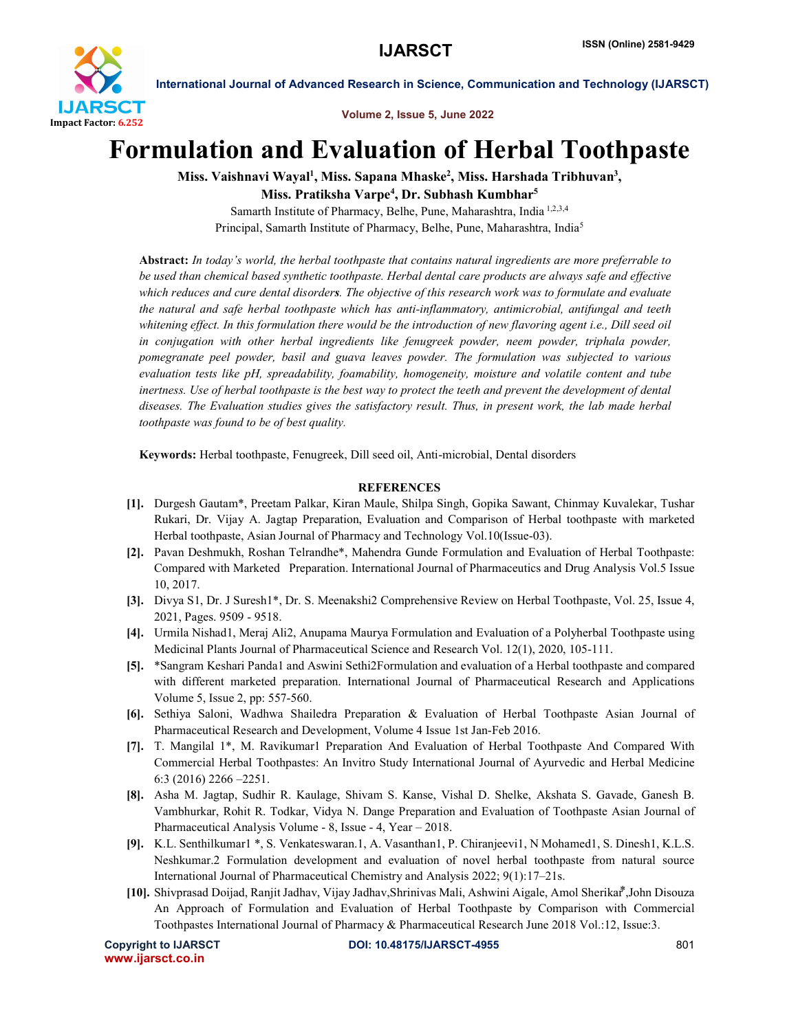# Formulation and Evaluation of Herbal Toothpaste

**Miss. Vaishnavi Wayal[1], Miss. Sapana Mhaske[2], Miss. Harshada Tribhuvan[3], Miss. Pratiksha Varpe[4], Dr. Subhash Kumbhar[5]**

Samarth Institute of Pharmacy, Belhe, Pune, Maharashtra, India [1,2,3,4]

Principal, Samarth Institute of Pharmacy, Belhe, Pune, Maharashtra, India[5]

**Abstract:** *In today's world, the herbal toothpaste that contains natural ingredients are more preferrable to be used than chemical based synthetic toothpaste. Herbal dental care products are always safe and effective which reduces and cure dental disorders. The objective of this research work was to formulate and evaluate the natural and safe herbal toothpaste which has anti-inflammatory, antimicrobial, antifungal and teeth whitening effect. In this formulation there would be the introduction of new flavoring agent i.e., Dill seed oil in conjugation with other herbal ingredients like fenugreek powder, neem powder, triphala powder, pomegranate peel powder, basil and guava leaves powder. The formulation was subjected to various evaluation tests like pH, spreadability, foamability, homogeneity, moisture and volatile content and tube inertness. Use of herbal toothpaste is the best way to protect the teeth and prevent the development of dental diseases. The Evaluation studies gives the satisfactory result. Thus, in present work, the lab made herbal toothpaste was found to be of best quality.*

**Keywords:** Herbal toothpaste, Fenugreek, Dill seed oil, Anti-microbial, Dental disorders

## REFERENCES

[1]. Durgesh Gautam*, Preetam Palkar, Kiran Maule, Shilpa Singh, Gopika Sawant, Chinmay Kuvalekar, Tushar Rukari, Dr. Vijay A. Jagtap Preparation, Evaluation and Comparison of Herbal toothpaste with marketed Herbal toothpaste, Asian Journal of Pharmacy and Technology Vol.10(Issue-03).

[2]. Pavan Deshmukh, Roshan Telrandhe*, Mahendra Gunde Formulation and Evaluation of Herbal Toothpaste: Compared with Marketed Preparation. International Journal of Pharmaceutics and Drug Analysis Vol.5 Issue 10, 2017.

[3]. Divya S1, Dr. J Suresh1*, Dr. S. Meenakshi2 Comprehensive Review on Herbal Toothpaste, Vol. 25, Issue 4, 2021, Pages. 9509 - 9518.

[4]. Urmila Nishad1, Meraj Ali2, Anupama Maurya Formulation and Evaluation of a Polyherbal Toothpaste using Medicinal Plants Journal of Pharmaceutical Science and Research Vol. 12(1), 2020, 105-111.

[5]. *Sangram Keshari Panda1 and Aswini Sethi2Formulation and evaluation of a Herbal toothpaste and compared with different marketed preparation. International Journal of Pharmaceutical Research and Applications Volume 5, Issue 2, pp: 557-560.

[6]. Sethiya Saloni, Wadhwa Shailedra Preparation & Evaluation of Herbal Toothpaste Asian Journal of Pharmaceutical Research and Development, Volume 4 Issue 1st Jan-Feb 2016.

[7]. T. Mangilal 1*, M. Ravikumar1 Preparation And Evaluation of Herbal Toothpaste And Compared With Commercial Herbal Toothpastes: An Invitro Study International Journal of Ayurvedic and Herbal Medicine 6:3 (2016) 2266 –2251.

[8]. Asha M. Jagtap, Sudhir R. Kaulage, Shivam S. Kanse, Vishal D. Shelke, Akshata S. Gavade, Ganesh B. Vambhurkar, Rohit R. Todkar, Vidya N. Dange Preparation and Evaluation of Toothpaste Asian Journal of Pharmaceutical Analysis Volume - 8, Issue - 4, Year – 2018.

[9]. K.L. Senthilkumar1 *, S. Venkateswaran.1, A. Vasanthan1, P. Chiranjeevi1, N Mohamed1, S. Dinesh1, K.L.S. Neshkumar.2 Formulation development and evaluation of novel herbal toothpaste from natural source International Journal of Pharmaceutical Chemistry and Analysis 2022; 9(1):17–21s.

[10]. Shivprasad Doijad, Ranjit Jadhav, Vijay Jadhav,Shrinivas Mali, Ashwini Aigale, Amol Sherikar*,John Disouza An Approach of Formulation and Evaluation of Herbal Toothpaste by Comparison with Commercial Toothpastes International Journal of Pharmacy & Pharmaceutical Research June 2018 Vol.:12, Issue:3.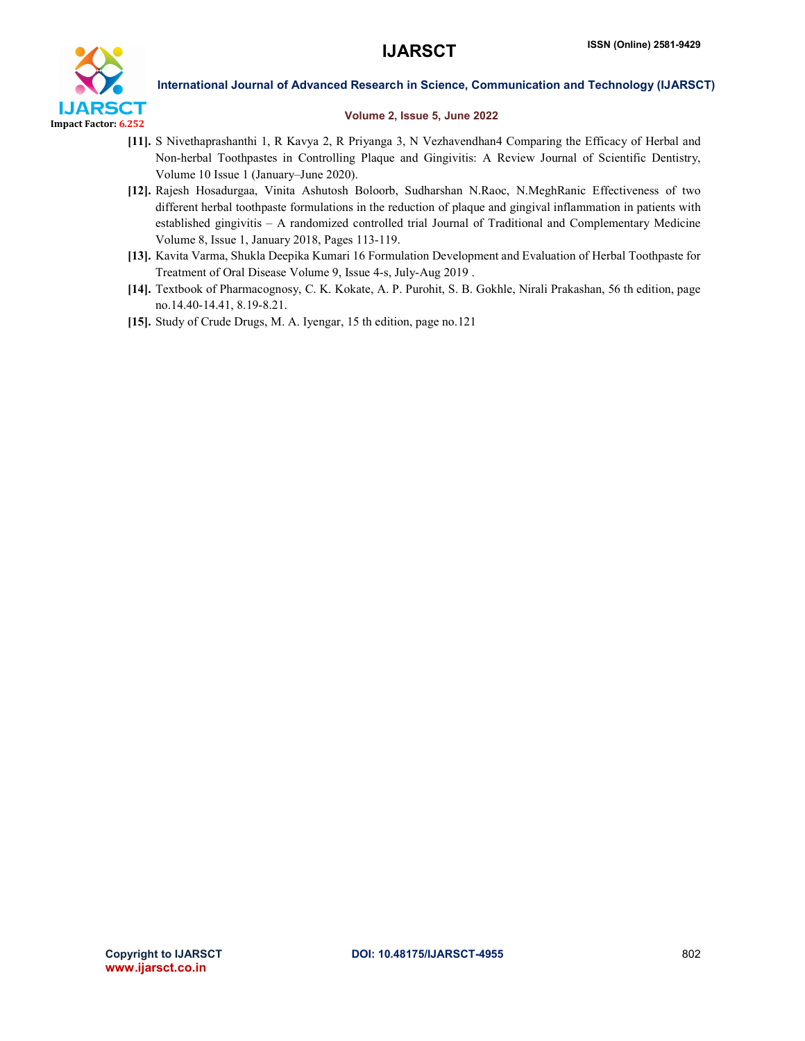[11]. S Nivethaprashanthi 1, R Kavya 2, R Priyanga 3, N Vezhavendhan4 Comparing the Efficacy of Herbal and Non-herbal Toothpastes in Controlling Plaque and Gingivitis: A Review Journal of Scientific Dentistry, Volume 10 Issue 1 (January–June 2020).

[12]. Rajesh Hosadurgaa, Vinita Ashutosh Boloorb, Sudharshan N.Raoc, N.MeghRanic Effectiveness of two different herbal toothpaste formulations in the reduction of plaque and gingival inflammation in patients with established gingivitis – A randomized controlled trial Journal of Traditional and Complementary Medicine Volume 8, Issue 1, January 2018, Pages 113-119.

[13]. Kavita Varma, Shukla Deepika Kumari 16 Formulation Development and Evaluation of Herbal Toothpaste for Treatment of Oral Disease Volume 9, Issue 4-s, July-Aug 2019 .

[14]. Textbook of Pharmacognosy, C. K. Kokate, A. P. Purohit, S. B. Gokhle, Nirali Prakashan, 56 th edition, page no.14.40-14.41, 8.19-8.21.

[15]. Study of Crude Drugs, M. A. Iyengar, 15 th edition, page no.121